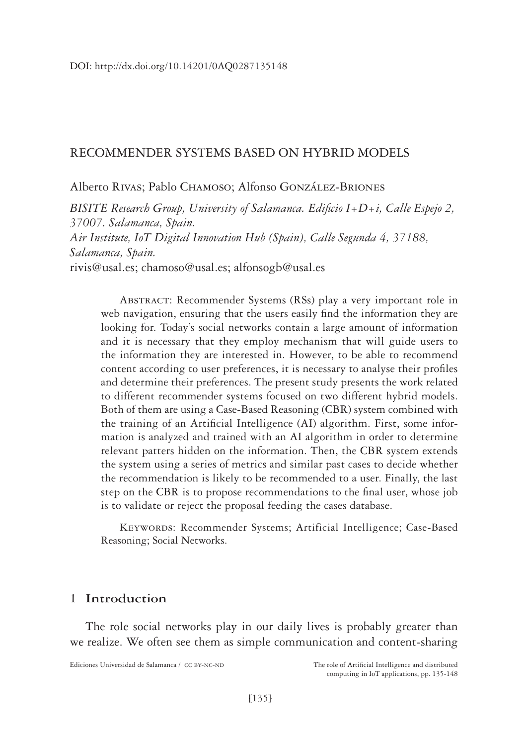DOI: http://dx.doi.org/10.14201/0AQ0287135148

# RECOMMENDER SYSTEMS BASED ON HYBRID MODELS

Alberto Rivas; Pablo Chamoso; Alfonso González-Briones

*BISITE Research Group, University of Salamanca. Edificio I+D+i, Calle Espejo 2, 37007. Salamanca, Spain.*
*Air Institute, IoT Digital Innovation Hub (Spain), Calle Segunda 4, 37188, Salamanca, Spain.*
rivis@usal.es; chamoso@usal.es; alfonsogb@usal.es

Abstract: Recommender Systems (RSs) play a very important role in web navigation, ensuring that the users easily find the information they are looking for. Today's social networks contain a large amount of information and it is necessary that they employ mechanism that will guide users to the information they are interested in. However, to be able to recommend content according to user preferences, it is necessary to analyse their profiles and determine their preferences. The present study presents the work related to different recommender systems focused on two different hybrid models. Both of them are using a Case-Based Reasoning (CBR) system combined with the training of an Artificial Intelligence (AI) algorithm. First, some information is analyzed and trained with an AI algorithm in order to determine relevant patters hidden on the information. Then, the CBR system extends the system using a series of metrics and similar past cases to decide whether the recommendation is likely to be recommended to a user. Finally, the last step on the CBR is to propose recommendations to the final user, whose job is to validate or reject the proposal feeding the cases database.

Keywords: Recommender Systems; Artificial Intelligence; Case-Based Reasoning; Social Networks.

## 1 Introduction

The role social networks play in our daily lives is probably greater than we realize. We often see them as simple communication and content-sharing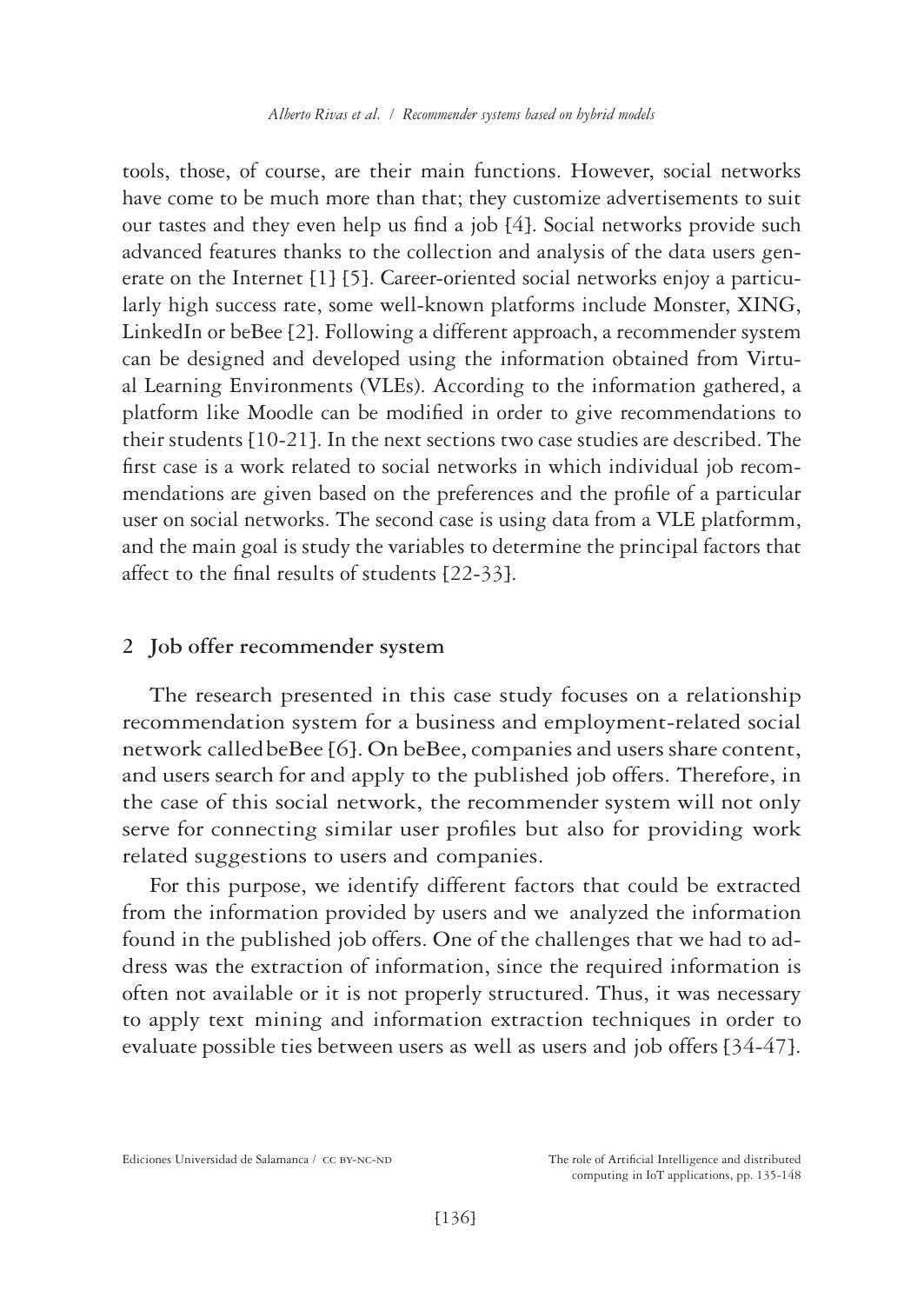tools, those, of course, are their main functions. However, social networks have come to be much more than that; they customize advertisements to suit our tastes and they even help us find a job [4]. Social networks provide such advanced features thanks to the collection and analysis of the data users generate on the Internet [1] [5]. Career-oriented social networks enjoy a particularly high success rate, some well-known platforms include Monster, XING, LinkedIn or beBee [2]. Following a different approach, a recommender system can be designed and developed using the information obtained from Virtual Learning Environments (VLEs). According to the information gathered, a platform like Moodle can be modified in order to give recommendations to their students [10-21]. In the next sections two case studies are described. The first case is a work related to social networks in which individual job recommendations are given based on the preferences and the profile of a particular user on social networks. The second case is using data from a VLE platformm, and the main goal is study the variables to determine the principal factors that affect to the final results of students [22-33].

## 2 Job offer recommender system

The research presented in this case study focuses on a relationship recommendation system for a business and employment-related social network called beBee [6]. On beBee, companies and users share content, and users search for and apply to the published job offers. Therefore, in the case of this social network, the recommender system will not only serve for connecting similar user profiles but also for providing work related suggestions to users and companies.

For this purpose, we identify different factors that could be extracted from the information provided by users and we analyzed the information found in the published job offers. One of the challenges that we had to address was the extraction of information, since the required information is often not available or it is not properly structured. Thus, it was necessary to apply text mining and information extraction techniques in order to evaluate possible ties between users as well as users and job offers [34-47].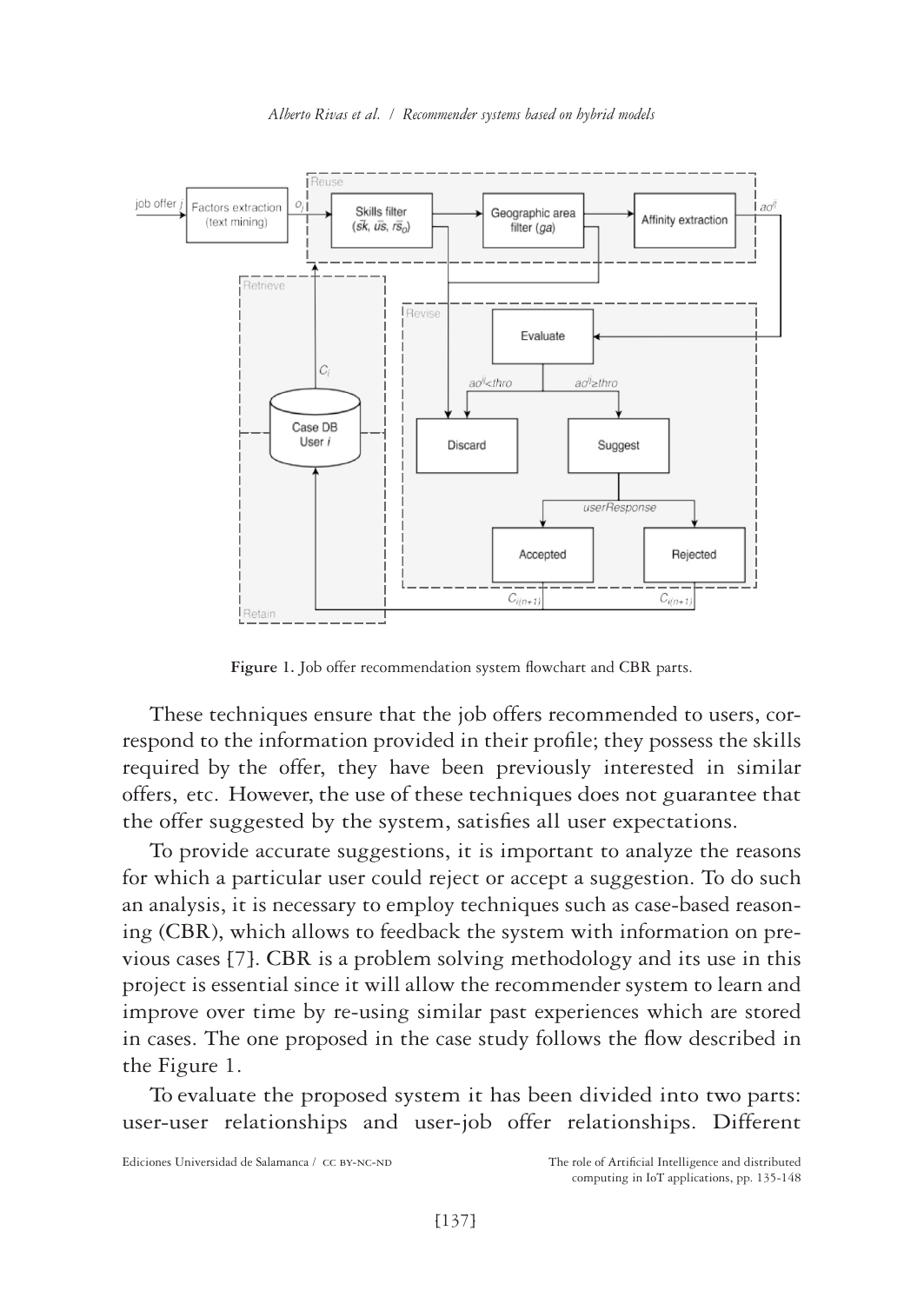**Figure 1.** Job offer recommendation system flowchart and CBR parts.

These techniques ensure that the job offers recommended to users, correspond to the information provided in their profile; they possess the skills required by the offer, they have been previously interested in similar offers, etc. However, the use of these techniques does not guarantee that the offer suggested by the system, satisfies all user expectations.

To provide accurate suggestions, it is important to analyze the reasons for which a particular user could reject or accept a suggestion. To do such an analysis, it is necessary to employ techniques such as case-based reasoning (CBR), which allows to feedback the system with information on previous cases [7]. CBR is a problem solving methodology and its use in this project is essential since it will allow the recommender system to learn and improve over time by re-using similar past experiences which are stored in cases. The one proposed in the case study follows the flow described in the Figure 1.

To evaluate the proposed system it has been divided into two parts: user-user relationships and user-job offer relationships. Different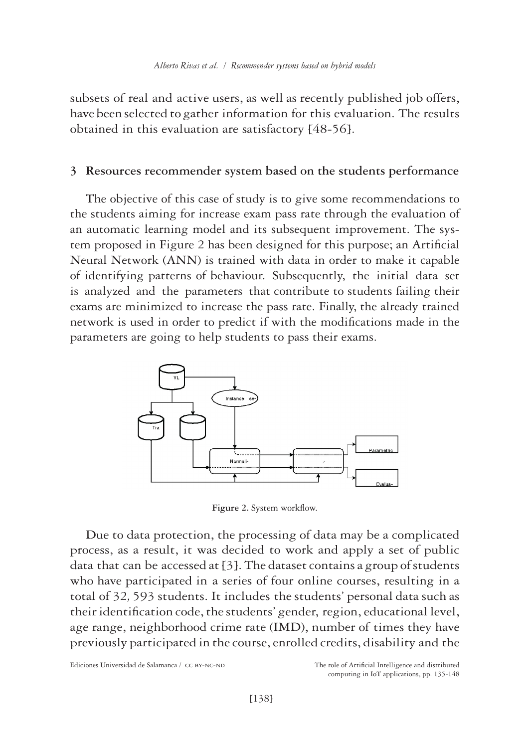subsets of real and active users, as well as recently published job offers, have been selected to gather information for this evaluation. The results obtained in this evaluation are satisfactory [48-56].

## 3 Resources recommender system based on the students performance

The objective of this case of study is to give some recommendations to the students aiming for increase exam pass rate through the evaluation of an automatic learning model and its subsequent improvement. The system proposed in Figure 2 has been designed for this purpose; an Artificial Neural Network (ANN) is trained with data in order to make it capable of identifying patterns of behaviour. Subsequently, the initial data set is analyzed and the parameters that contribute to students failing their exams are minimized to increase the pass rate. Finally, the already trained network is used in order to predict if with the modifications made in the parameters are going to help students to pass their exams.

**Figure 2.** System workflow.

Due to data protection, the processing of data may be a complicated process, as a result, it was decided to work and apply a set of public data that can be accessed at [3]. The dataset contains a group of students who have participated in a series of four online courses, resulting in a total of 32,593 students. It includes the students' personal data such as their identification code, the students' gender, region, educational level, age range, neighborhood crime rate (IMD), number of times they have previously participated in the course, enrolled credits, disability and the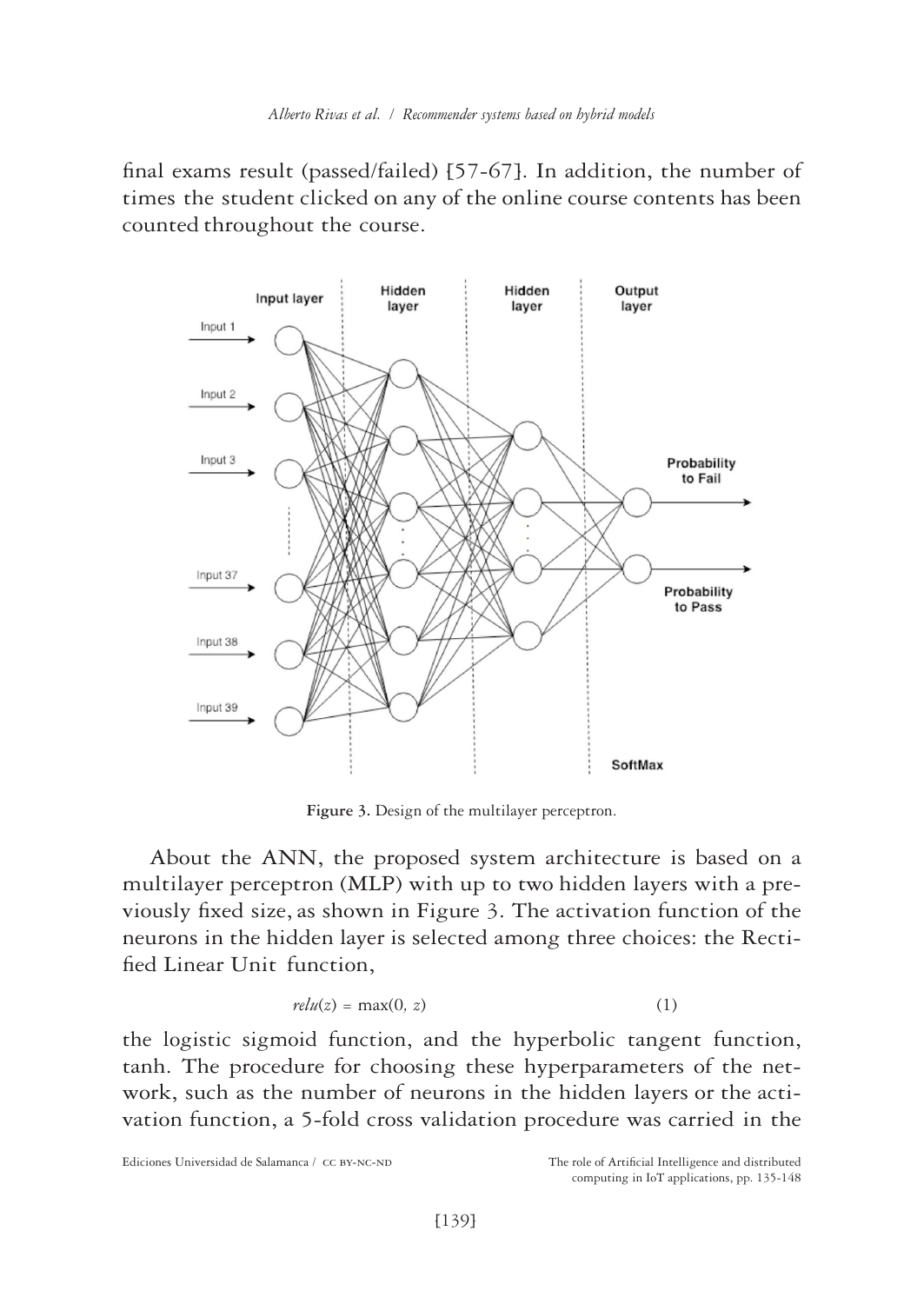final exams result (passed/failed) [57-67]. In addition, the number of times the student clicked on any of the online course contents has been counted throughout the course.

**Figure 3.** Design of the multilayer perceptron.

About the ANN, the proposed system architecture is based on a multilayer perceptron (MLP) with up to two hidden layers with a previously fixed size, as shown in Figure 3. The activation function of the neurons in the hidden layer is selected among three choices: the Rectified Linear Unit function,

$$relu(z) = \max(0, z) \tag{1}$$

the logistic sigmoid function, and the hyperbolic tangent function, tanh. The procedure for choosing these hyperparameters of the network, such as the number of neurons in the hidden layers or the activation function, a 5-fold cross validation procedure was carried in the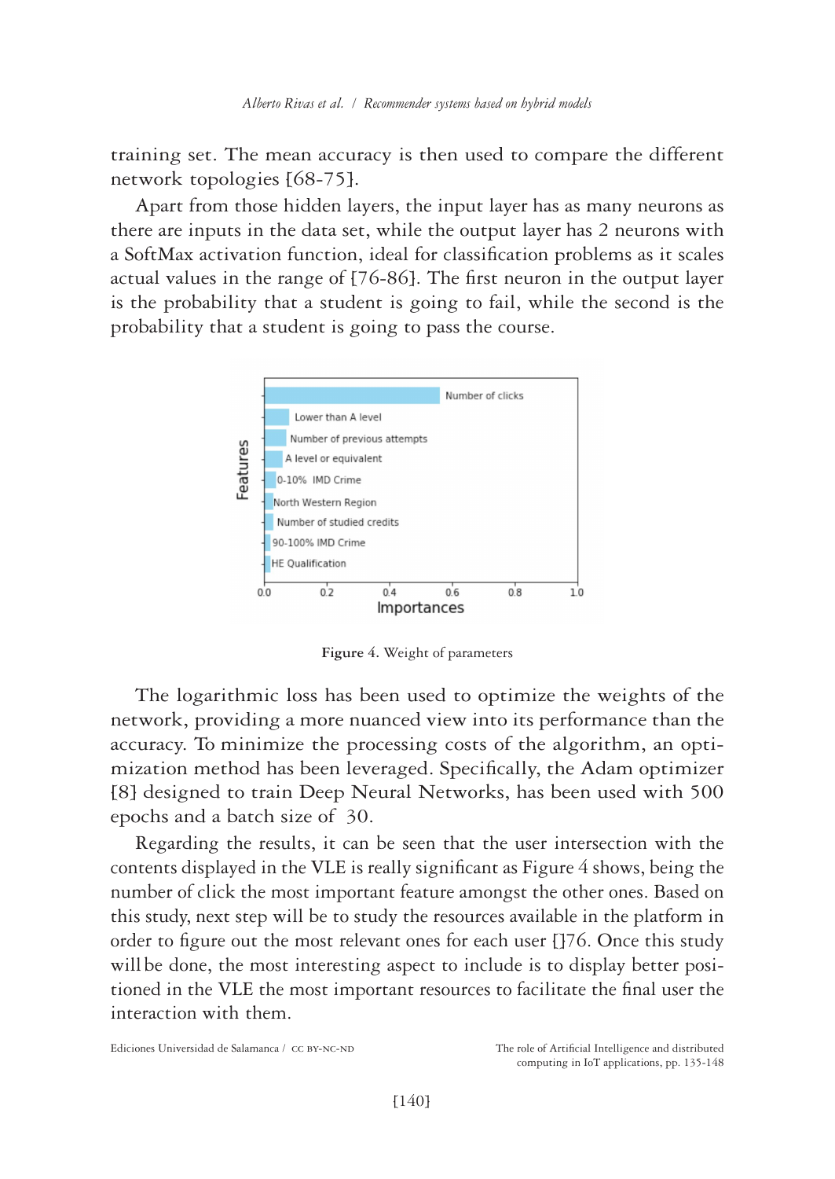training set. The mean accuracy is then used to compare the different network topologies [68-75].

Apart from those hidden layers, the input layer has as many neurons as there are inputs in the data set, while the output layer has 2 neurons with a SoftMax activation function, ideal for classification problems as it scales actual values in the range of [76-86]. The first neuron in the output layer is the probability that a student is going to fail, while the second is the probability that a student is going to pass the course.

**Figure** 4. Weight of parameters

The logarithmic loss has been used to optimize the weights of the network, providing a more nuanced view into its performance than the accuracy. To minimize the processing costs of the algorithm, an optimization method has been leveraged. Specifically, the Adam optimizer [8] designed to train Deep Neural Networks, has been used with 500 epochs and a batch size of 30.

Regarding the results, it can be seen that the user intersection with the contents displayed in the VLE is really significant as Figure 4 shows, being the number of click the most important feature amongst the other ones. Based on this study, next step will be to study the resources available in the platform in order to figure out the most relevant ones for each user []76. Once this study will be done, the most interesting aspect to include is to display better positioned in the VLE the most important resources to facilitate the final user the interaction with them.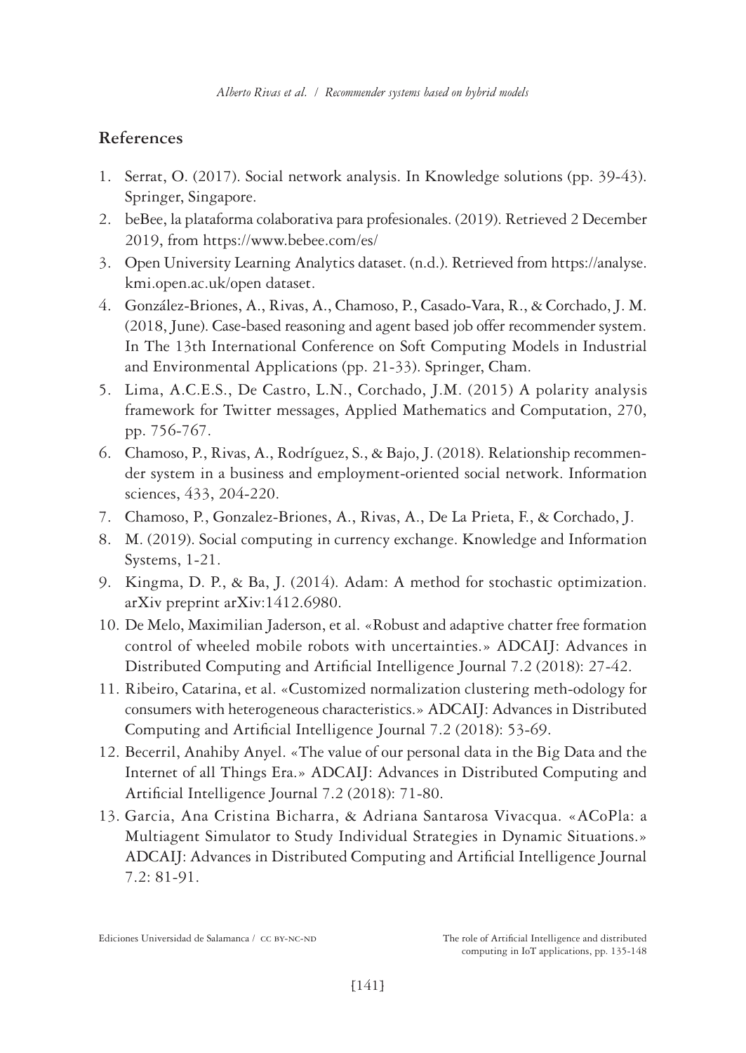## References

1. Serrat, O. (2017). Social network analysis. In Knowledge solutions (pp. 39-43). Springer, Singapore.
2. beBee, la plataforma colaborativa para profesionales. (2019). Retrieved 2 December 2019, from https://www.bebee.com/es/
3. Open University Learning Analytics dataset. (n.d.). Retrieved from https://analyse.kmi.open.ac.uk/open dataset.
4. González-Briones, A., Rivas, A., Chamoso, P., Casado-Vara, R., & Corchado, J. M. (2018, June). Case-based reasoning and agent based job offer recommender system. In The 13th International Conference on Soft Computing Models in Industrial and Environmental Applications (pp. 21-33). Springer, Cham.
5. Lima, A.C.E.S., De Castro, L.N., Corchado, J.M. (2015) A polarity analysis framework for Twitter messages, Applied Mathematics and Computation, 270, pp. 756-767.
6. Chamoso, P., Rivas, A., Rodríguez, S., & Bajo, J. (2018). Relationship recommender system in a business and employment-oriented social network. Information sciences, 433, 204-220.
7. Chamoso, P., Gonzalez-Briones, A., Rivas, A., De La Prieta, F., & Corchado, J.
8. M. (2019). Social computing in currency exchange. Knowledge and Information Systems, 1-21.
9. Kingma, D. P., & Ba, J. (2014). Adam: A method for stochastic optimization. arXiv preprint arXiv:1412.6980.
10. De Melo, Maximilian Jaderson, et al. «Robust and adaptive chatter free formation control of wheeled mobile robots with uncertainties.» ADCAIJ: Advances in Distributed Computing and Artificial Intelligence Journal 7.2 (2018): 27-42.
11. Ribeiro, Catarina, et al. «Customized normalization clustering meth-odology for consumers with heterogeneous characteristics.» ADCAIJ: Advances in Distributed Computing and Artificial Intelligence Journal 7.2 (2018): 53-69.
12. Becerril, Anahiby Anyel. «The value of our personal data in the Big Data and the Internet of all Things Era.» ADCAIJ: Advances in Distributed Computing and Artificial Intelligence Journal 7.2 (2018): 71-80.
13. Garcia, Ana Cristina Bicharra, & Adriana Santarosa Vivacqua. «ACoPla: a Multiagent Simulator to Study Individual Strategies in Dynamic Situations.» ADCAIJ: Advances in Distributed Computing and Artificial Intelligence Journal 7.2: 81-91.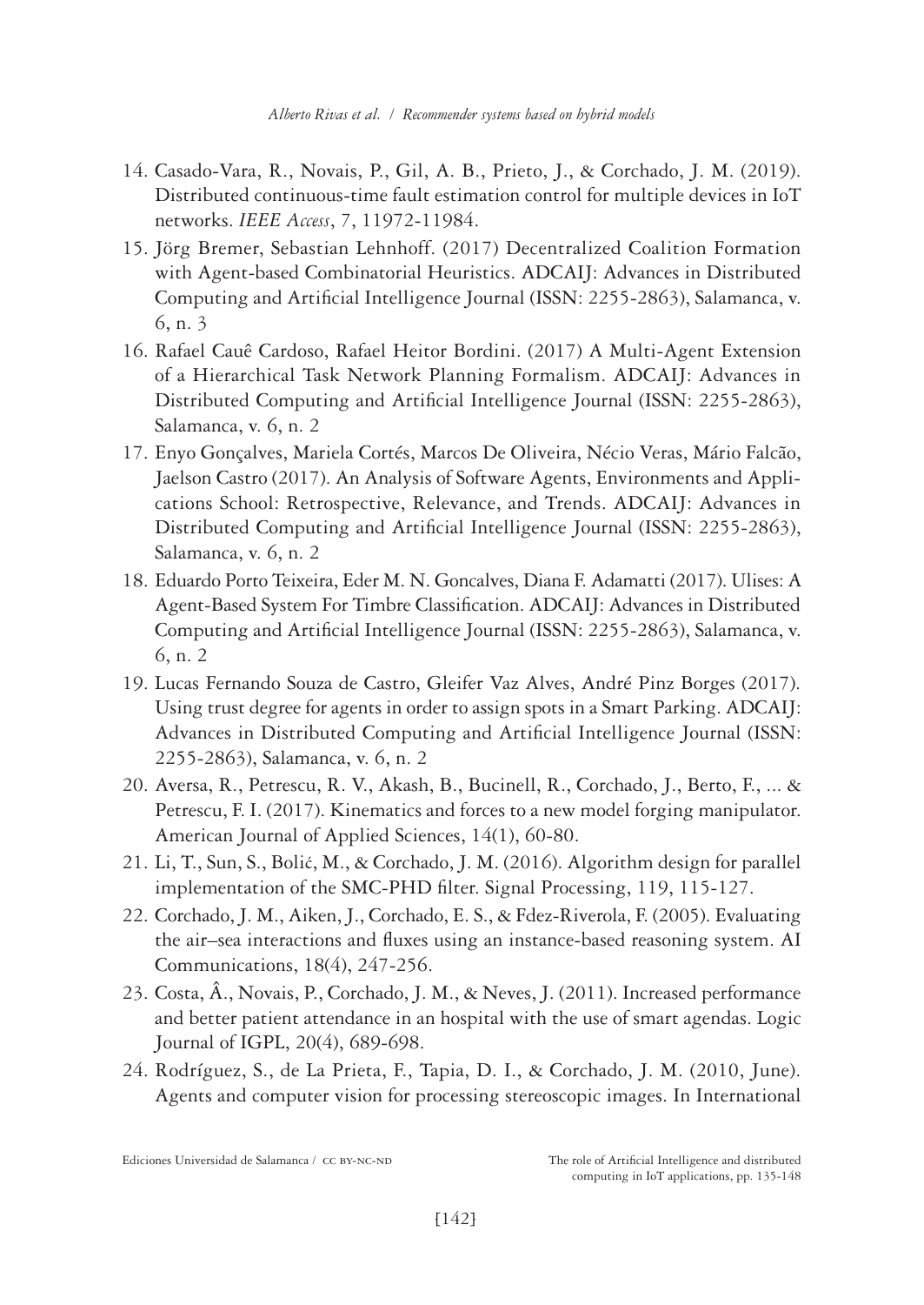14. Casado-Vara, R., Novais, P., Gil, A. B., Prieto, J., & Corchado, J. M. (2019). Distributed continuous-time fault estimation control for multiple devices in IoT networks. *IEEE Access*, 7, 11972-11984.
15. Jörg Bremer, Sebastian Lehnhoff. (2017) Decentralized Coalition Formation with Agent-based Combinatorial Heuristics. ADCAIJ: Advances in Distributed Computing and Artificial Intelligence Journal (ISSN: 2255-2863), Salamanca, v. 6, n. 3
16. Rafael Cauê Cardoso, Rafael Heitor Bordini. (2017) A Multi-Agent Extension of a Hierarchical Task Network Planning Formalism. ADCAIJ: Advances in Distributed Computing and Artificial Intelligence Journal (ISSN: 2255-2863), Salamanca, v. 6, n. 2
17. Enyo Gonçalves, Mariela Cortés, Marcos De Oliveira, Nécio Veras, Mário Falcão, Jaelson Castro (2017). An Analysis of Software Agents, Environments and Applications School: Retrospective, Relevance, and Trends. ADCAIJ: Advances in Distributed Computing and Artificial Intelligence Journal (ISSN: 2255-2863), Salamanca, v. 6, n. 2
18. Eduardo Porto Teixeira, Eder M. N. Goncalves, Diana F. Adamatti (2017). Ulises: A Agent-Based System For Timbre Classification. ADCAIJ: Advances in Distributed Computing and Artificial Intelligence Journal (ISSN: 2255-2863), Salamanca, v. 6, n. 2
19. Lucas Fernando Souza de Castro, Gleifer Vaz Alves, André Pinz Borges (2017). Using trust degree for agents in order to assign spots in a Smart Parking. ADCAIJ: Advances in Distributed Computing and Artificial Intelligence Journal (ISSN: 2255-2863), Salamanca, v. 6, n. 2
20. Aversa, R., Petrescu, R. V., Akash, B., Bucinell, R., Corchado, J., Berto, F., ... & Petrescu, F. I. (2017). Kinematics and forces to a new model forging manipulator. American Journal of Applied Sciences, 14(1), 60-80.
21. Li, T., Sun, S., Bolić, M., & Corchado, J. M. (2016). Algorithm design for parallel implementation of the SMC-PHD filter. Signal Processing, 119, 115-127.
22. Corchado, J. M., Aiken, J., Corchado, E. S., & Fdez-Riverola, F. (2005). Evaluating the air–sea interactions and fluxes using an instance-based reasoning system. AI Communications, 18(4), 247-256.
23. Costa, Â., Novais, P., Corchado, J. M., & Neves, J. (2011). Increased performance and better patient attendance in an hospital with the use of smart agendas. Logic Journal of IGPL, 20(4), 689-698.
24. Rodríguez, S., de La Prieta, F., Tapia, D. I., & Corchado, J. M. (2010, June). Agents and computer vision for processing stereoscopic images. In International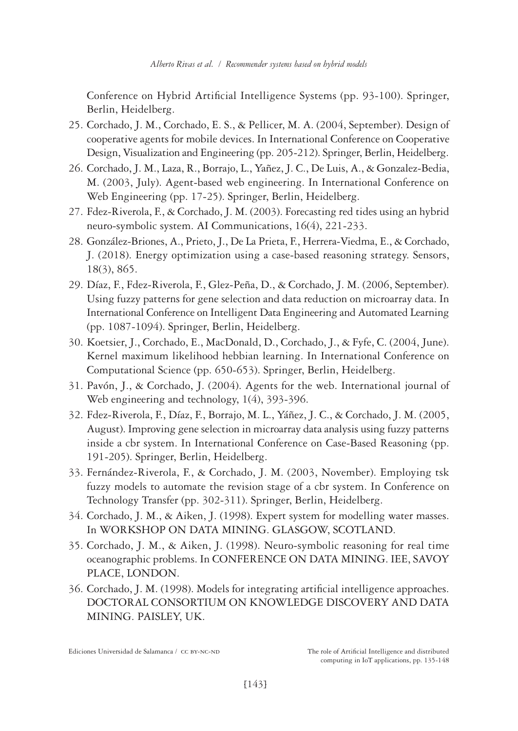Conference on Hybrid Artificial Intelligence Systems (pp. 93-100). Springer, Berlin, Heidelberg.

25. Corchado, J. M., Corchado, E. S., & Pellicer, M. A. (2004, September). Design of cooperative agents for mobile devices. In International Conference on Cooperative Design, Visualization and Engineering (pp. 205-212). Springer, Berlin, Heidelberg.
26. Corchado, J. M., Laza, R., Borrajo, L., Yañez, J. C., De Luis, A., & Gonzalez-Bedia, M. (2003, July). Agent-based web engineering. In International Conference on Web Engineering (pp. 17-25). Springer, Berlin, Heidelberg.
27. Fdez-Riverola, F., & Corchado, J. M. (2003). Forecasting red tides using an hybrid neuro-symbolic system. AI Communications, 16(4), 221-233.
28. González-Briones, A., Prieto, J., De La Prieta, F., Herrera-Viedma, E., & Corchado, J. (2018). Energy optimization using a case-based reasoning strategy. Sensors, 18(3), 865.
29. Díaz, F., Fdez-Riverola, F., Glez-Peña, D., & Corchado, J. M. (2006, September). Using fuzzy patterns for gene selection and data reduction on microarray data. In International Conference on Intelligent Data Engineering and Automated Learning (pp. 1087-1094). Springer, Berlin, Heidelberg.
30. Koetsier, J., Corchado, E., MacDonald, D., Corchado, J., & Fyfe, C. (2004, June). Kernel maximum likelihood hebbian learning. In International Conference on Computational Science (pp. 650-653). Springer, Berlin, Heidelberg.
31. Pavón, J., & Corchado, J. (2004). Agents for the web. International journal of Web engineering and technology, 1(4), 393-396.
32. Fdez-Riverola, F., Díaz, F., Borrajo, M. L., Yáñez, J. C., & Corchado, J. M. (2005, August). Improving gene selection in microarray data analysis using fuzzy patterns inside a cbr system. In International Conference on Case-Based Reasoning (pp. 191-205). Springer, Berlin, Heidelberg.
33. Fernández-Riverola, F., & Corchado, J. M. (2003, November). Employing tsk fuzzy models to automate the revision stage of a cbr system. In Conference on Technology Transfer (pp. 302-311). Springer, Berlin, Heidelberg.
34. Corchado, J. M., & Aiken, J. (1998). Expert system for modelling water masses. In WORKSHOP ON DATA MINING. GLASGOW, SCOTLAND.
35. Corchado, J. M., & Aiken, J. (1998). Neuro-symbolic reasoning for real time oceanographic problems. In CONFERENCE ON DATA MINING. IEE, SAVOY PLACE, LONDON.
36. Corchado, J. M. (1998). Models for integrating artificial intelligence approaches. DOCTORAL CONSORTIUM ON KNOWLEDGE DISCOVERY AND DATA MINING. PAISLEY, UK.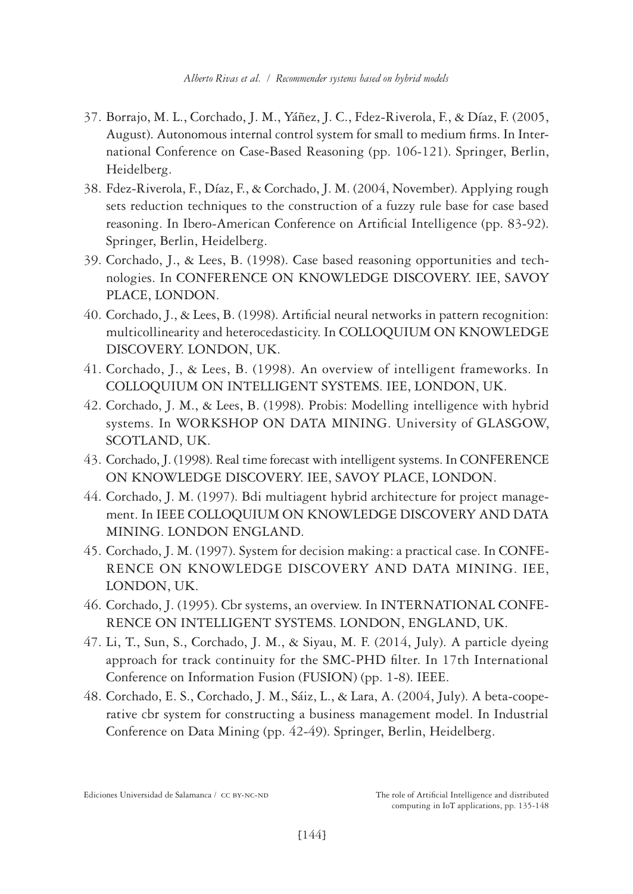37. Borrajo, M. L., Corchado, J. M., Yáñez, J. C., Fdez-Riverola, F., & Díaz, F. (2005, August). Autonomous internal control system for small to medium firms. In International Conference on Case-Based Reasoning (pp. 106-121). Springer, Berlin, Heidelberg.
38. Fdez-Riverola, F., Díaz, F., & Corchado, J. M. (2004, November). Applying rough sets reduction techniques to the construction of a fuzzy rule base for case based reasoning. In Ibero-American Conference on Artificial Intelligence (pp. 83-92). Springer, Berlin, Heidelberg.
39. Corchado, J., & Lees, B. (1998). Case based reasoning opportunities and technologies. In CONFERENCE ON KNOWLEDGE DISCOVERY. IEE, SAVOY PLACE, LONDON.
40. Corchado, J., & Lees, B. (1998). Artificial neural networks in pattern recognition: multicollinearity and heterocedasticity. In COLLOQUIUM ON KNOWLEDGE DISCOVERY. LONDON, UK.
41. Corchado, J., & Lees, B. (1998). An overview of intelligent frameworks. In COLLOQUIUM ON INTELLIGENT SYSTEMS. IEE, LONDON, UK.
42. Corchado, J. M., & Lees, B. (1998). Probis: Modelling intelligence with hybrid systems. In WORKSHOP ON DATA MINING. University of GLASGOW, SCOTLAND, UK.
43. Corchado, J. (1998). Real time forecast with intelligent systems. In CONFERENCE ON KNOWLEDGE DISCOVERY. IEE, SAVOY PLACE, LONDON.
44. Corchado, J. M. (1997). Bdi multiagent hybrid architecture for project management. In IEEE COLLOQUIUM ON KNOWLEDGE DISCOVERY AND DATA MINING. LONDON ENGLAND.
45. Corchado, J. M. (1997). System for decision making: a practical case. In CONFERENCE ON KNOWLEDGE DISCOVERY AND DATA MINING. IEE, LONDON, UK.
46. Corchado, J. (1995). Cbr systems, an overview. In INTERNATIONAL CONFERENCE ON INTELLIGENT SYSTEMS. LONDON, ENGLAND, UK.
47. Li, T., Sun, S., Corchado, J. M., & Siyau, M. F. (2014, July). A particle dyeing approach for track continuity for the SMC-PHD filter. In 17th International Conference on Information Fusion (FUSION) (pp. 1-8). IEEE.
48. Corchado, E. S., Corchado, J. M., Sáiz, L., & Lara, A. (2004, July). A beta-cooperative cbr system for constructing a business management model. In Industrial Conference on Data Mining (pp. 42-49). Springer, Berlin, Heidelberg.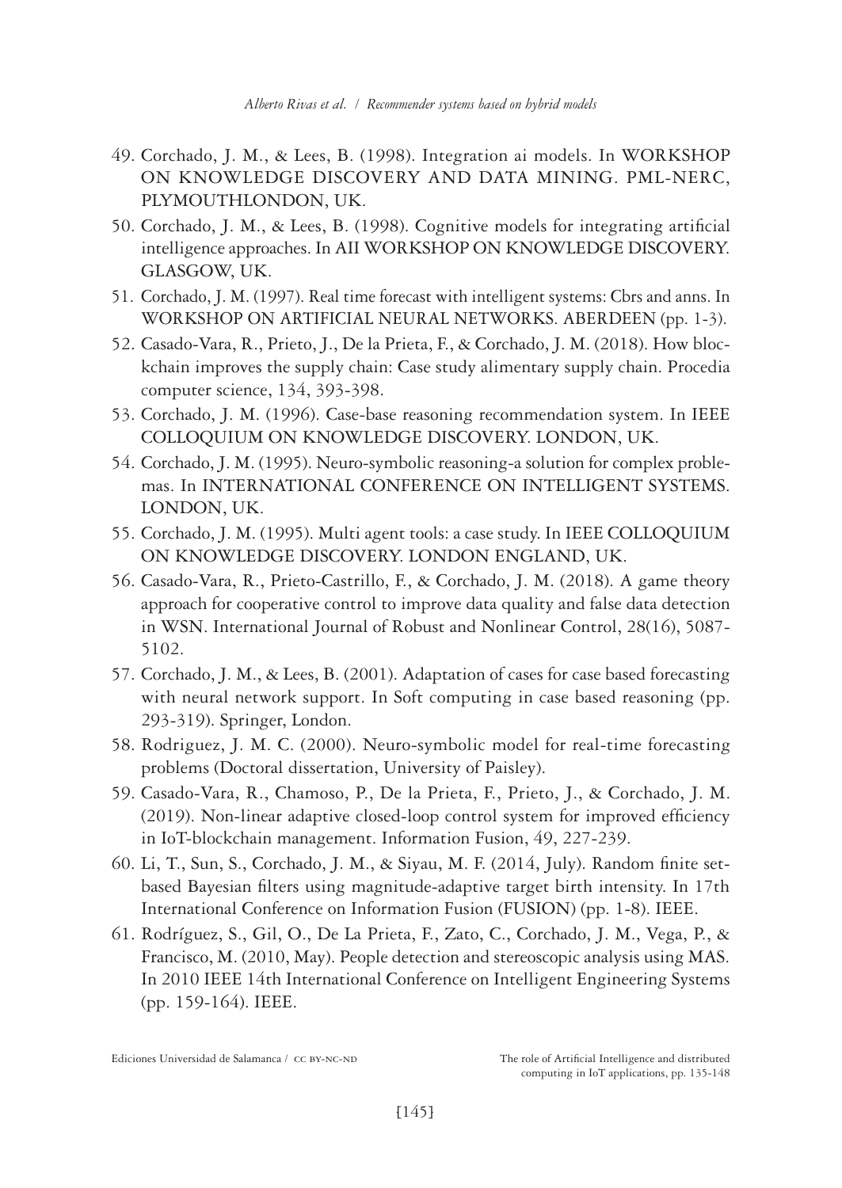49. Corchado, J. M., & Lees, B. (1998). Integration ai models. In WORKSHOP ON KNOWLEDGE DISCOVERY AND DATA MINING. PML-NERC, PLYMOUTHLONDON, UK.
50. Corchado, J. M., & Lees, B. (1998). Cognitive models for integrating artificial intelligence approaches. In AII WORKSHOP ON KNOWLEDGE DISCOVERY. GLASGOW, UK.
51. Corchado, J. M. (1997). Real time forecast with intelligent systems: Cbrs and anns. In WORKSHOP ON ARTIFICIAL NEURAL NETWORKS. ABERDEEN (pp. 1-3).
52. Casado-Vara, R., Prieto, J., De la Prieta, F., & Corchado, J. M. (2018). How blockchain improves the supply chain: Case study alimentary supply chain. Procedia computer science, 134, 393-398.
53. Corchado, J. M. (1996). Case-base reasoning recommendation system. In IEEE COLLOQUIUM ON KNOWLEDGE DISCOVERY. LONDON, UK.
54. Corchado, J. M. (1995). Neuro-symbolic reasoning-a solution for complex problemas. In INTERNATIONAL CONFERENCE ON INTELLIGENT SYSTEMS. LONDON, UK.
55. Corchado, J. M. (1995). Multi agent tools: a case study. In IEEE COLLOQUIUM ON KNOWLEDGE DISCOVERY. LONDON ENGLAND, UK.
56. Casado-Vara, R., Prieto-Castrillo, F., & Corchado, J. M. (2018). A game theory approach for cooperative control to improve data quality and false data detection in WSN. International Journal of Robust and Nonlinear Control, 28(16), 5087-5102.
57. Corchado, J. M., & Lees, B. (2001). Adaptation of cases for case based forecasting with neural network support. In Soft computing in case based reasoning (pp. 293-319). Springer, London.
58. Rodriguez, J. M. C. (2000). Neuro-symbolic model for real-time forecasting problems (Doctoral dissertation, University of Paisley).
59. Casado-Vara, R., Chamoso, P., De la Prieta, F., Prieto, J., & Corchado, J. M. (2019). Non-linear adaptive closed-loop control system for improved efficiency in IoT-blockchain management. Information Fusion, 49, 227-239.
60. Li, T., Sun, S., Corchado, J. M., & Siyau, M. F. (2014, July). Random finite set-based Bayesian filters using magnitude-adaptive target birth intensity. In 17th International Conference on Information Fusion (FUSION) (pp. 1-8). IEEE.
61. Rodríguez, S., Gil, O., De La Prieta, F., Zato, C., Corchado, J. M., Vega, P., & Francisco, M. (2010, May). People detection and stereoscopic analysis using MAS. In 2010 IEEE 14th International Conference on Intelligent Engineering Systems (pp. 159-164). IEEE.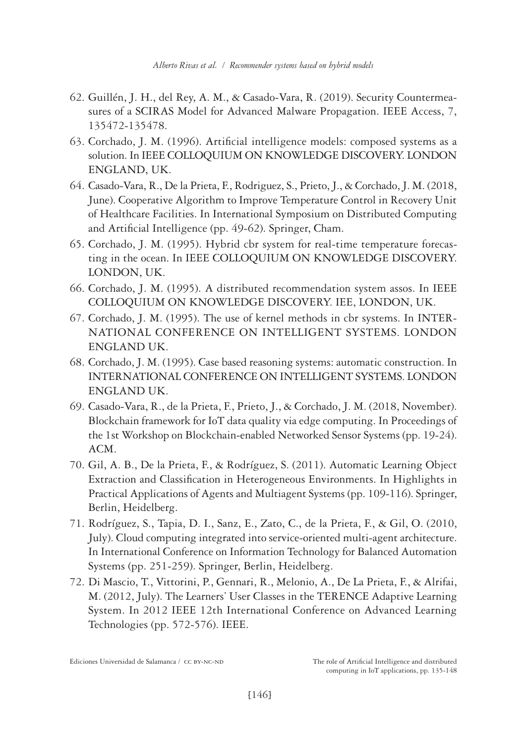62. Guillén, J. H., del Rey, A. M., & Casado-Vara, R. (2019). Security Countermeasures of a SCIRAS Model for Advanced Malware Propagation. IEEE Access, 7, 135472-135478.
63. Corchado, J. M. (1996). Artificial intelligence models: composed systems as a solution. In IEEE COLLOQUIUM ON KNOWLEDGE DISCOVERY. LONDON ENGLAND, UK.
64. Casado-Vara, R., De la Prieta, F., Rodriguez, S., Prieto, J., & Corchado, J. M. (2018, June). Cooperative Algorithm to Improve Temperature Control in Recovery Unit of Healthcare Facilities. In International Symposium on Distributed Computing and Artificial Intelligence (pp. 49-62). Springer, Cham.
65. Corchado, J. M. (1995). Hybrid cbr system for real-time temperature forecasting in the ocean. In IEEE COLLOQUIUM ON KNOWLEDGE DISCOVERY. LONDON, UK.
66. Corchado, J. M. (1995). A distributed recommendation system assos. In IEEE COLLOQUIUM ON KNOWLEDGE DISCOVERY. IEE, LONDON, UK.
67. Corchado, J. M. (1995). The use of kernel methods in cbr systems. In INTERNATIONAL CONFERENCE ON INTELLIGENT SYSTEMS. LONDON ENGLAND UK.
68. Corchado, J. M. (1995). Case based reasoning systems: automatic construction. In INTERNATIONAL CONFERENCE ON INTELLIGENT SYSTEMS. LONDON ENGLAND UK.
69. Casado-Vara, R., de la Prieta, F., Prieto, J., & Corchado, J. M. (2018, November). Blockchain framework for IoT data quality via edge computing. In Proceedings of the 1st Workshop on Blockchain-enabled Networked Sensor Systems (pp. 19-24). ACM.
70. Gil, A. B., De la Prieta, F., & Rodríguez, S. (2011). Automatic Learning Object Extraction and Classification in Heterogeneous Environments. In Highlights in Practical Applications of Agents and Multiagent Systems (pp. 109-116). Springer, Berlin, Heidelberg.
71. Rodríguez, S., Tapia, D. I., Sanz, E., Zato, C., de la Prieta, F., & Gil, O. (2010, July). Cloud computing integrated into service-oriented multi-agent architecture. In International Conference on Information Technology for Balanced Automation Systems (pp. 251-259). Springer, Berlin, Heidelberg.
72. Di Mascio, T., Vittorini, P., Gennari, R., Melonio, A., De La Prieta, F., & Alrifai, M. (2012, July). The Learners' User Classes in the TERENCE Adaptive Learning System. In 2012 IEEE 12th International Conference on Advanced Learning Technologies (pp. 572-576). IEEE.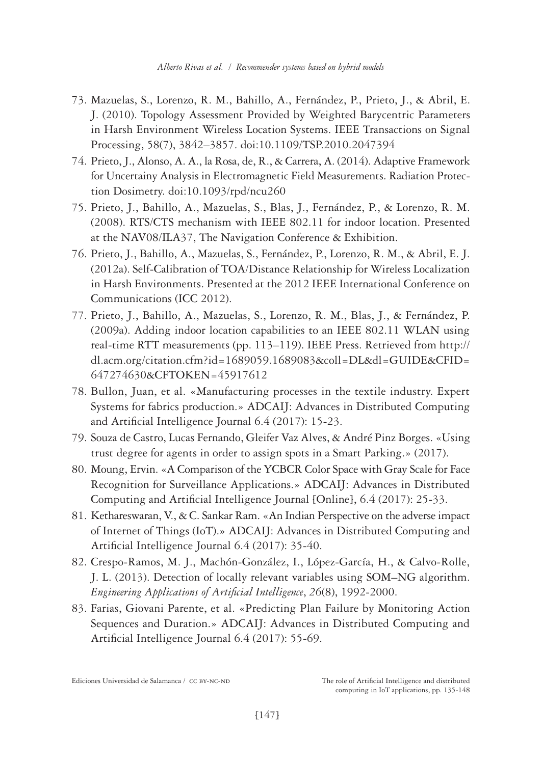73. Mazuelas, S., Lorenzo, R. M., Bahillo, A., Fernández, P., Prieto, J., & Abril, E. J. (2010). Topology Assessment Provided by Weighted Barycentric Parameters in Harsh Environment Wireless Location Systems. IEEE Transactions on Signal Processing, 58(7), 3842–3857. doi:10.1109/TSP.2010.2047394
74. Prieto, J., Alonso, A. A., la Rosa, de, R., & Carrera, A. (2014). Adaptive Framework for Uncertainty Analysis in Electromagnetic Field Measurements. Radiation Protection Dosimetry. doi:10.1093/rpd/ncu260
75. Prieto, J., Bahillo, A., Mazuelas, S., Blas, J., Fernández, P., & Lorenzo, R. M. (2008). RTS/CTS mechanism with IEEE 802.11 for indoor location. Presented at the NAV08/ILA37, The Navigation Conference & Exhibition.
76. Prieto, J., Bahillo, A., Mazuelas, S., Fernández, P., Lorenzo, R. M., & Abril, E. J. (2012a). Self-Calibration of TOA/Distance Relationship for Wireless Localization in Harsh Environments. Presented at the 2012 IEEE International Conference on Communications (ICC 2012).
77. Prieto, J., Bahillo, A., Mazuelas, S., Lorenzo, R. M., Blas, J., & Fernández, P. (2009a). Adding indoor location capabilities to an IEEE 802.11 WLAN using real-time RTT measurements (pp. 113–119). IEEE Press. Retrieved from http://dl.acm.org/citation.cfm?id=1689059.1689083&coll=DL&dl=GUIDE&CFID=647274630&CFTOKEN=45917612
78. Bullon, Juan, et al. «Manufacturing processes in the textile industry. Expert Systems for fabrics production.» ADCAIJ: Advances in Distributed Computing and Artificial Intelligence Journal 6.4 (2017): 15-23.
79. Souza de Castro, Lucas Fernando, Gleifer Vaz Alves, & André Pinz Borges. «Using trust degree for agents in order to assign spots in a Smart Parking.» (2017).
80. Moung, Ervin. «A Comparison of the YCBCR Color Space with Gray Scale for Face Recognition for Surveillance Applications.» ADCAIJ: Advances in Distributed Computing and Artificial Intelligence Journal [Online], 6.4 (2017): 25-33.
81. Kethareswaran, V., & C. Sankar Ram. «An Indian Perspective on the adverse impact of Internet of Things (IoT).» ADCAIJ: Advances in Distributed Computing and Artificial Intelligence Journal 6.4 (2017): 35-40.
82. Crespo-Ramos, M. J., Machón-González, I., López-García, H., & Calvo-Rolle, J. L. (2013). Detection of locally relevant variables using SOM–NG algorithm. *Engineering Applications of Artificial Intelligence*, *26*(8), 1992-2000.
83. Farias, Giovani Parente, et al. «Predicting Plan Failure by Monitoring Action Sequences and Duration.» ADCAIJ: Advances in Distributed Computing and Artificial Intelligence Journal 6.4 (2017): 55-69.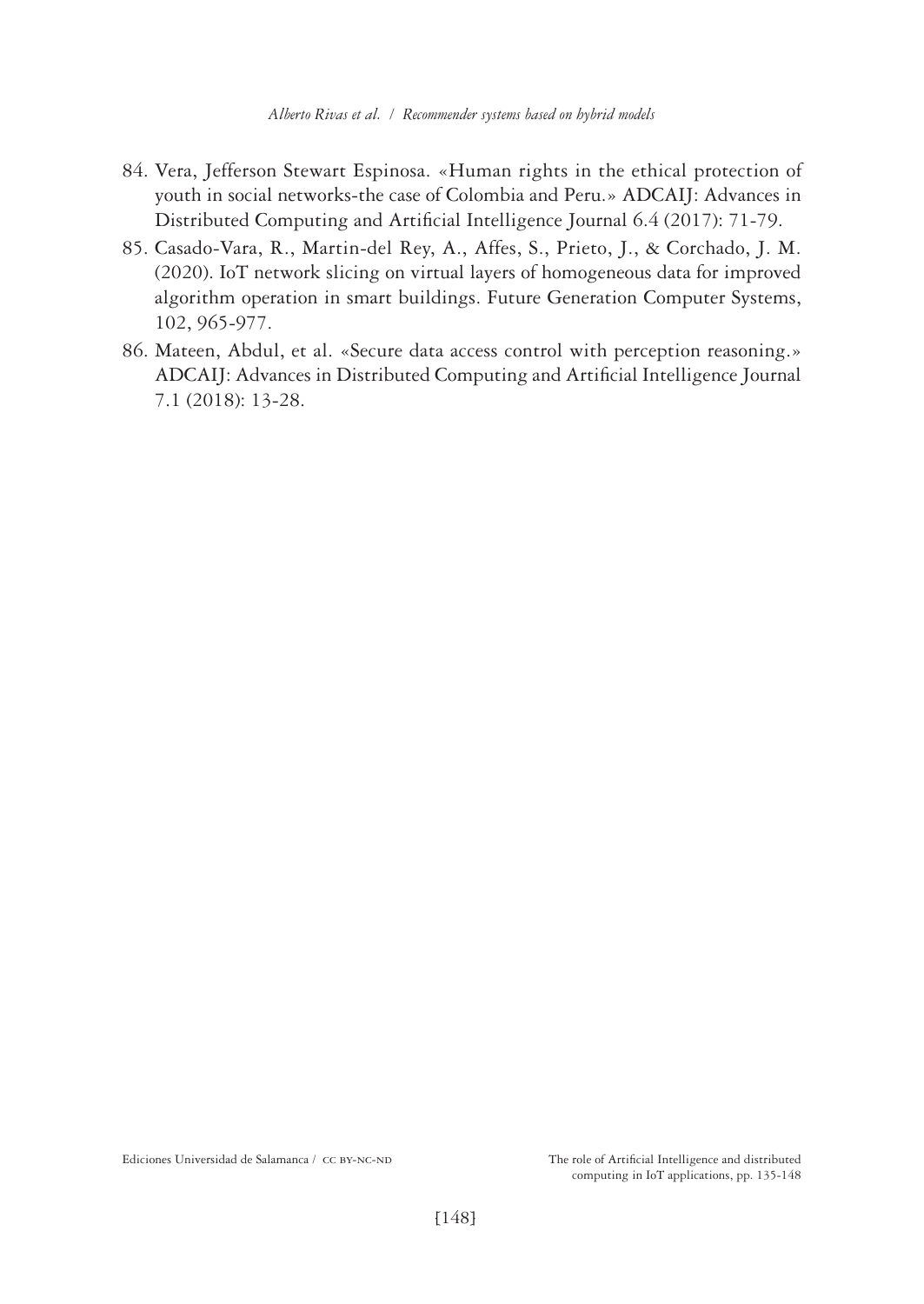84. Vera, Jefferson Stewart Espinosa. «Human rights in the ethical protection of youth in social networks-the case of Colombia and Peru.» ADCAIJ: Advances in Distributed Computing and Artificial Intelligence Journal 6.4 (2017): 71-79.
85. Casado-Vara, R., Martin-del Rey, A., Affes, S., Prieto, J., & Corchado, J. M. (2020). IoT network slicing on virtual layers of homogeneous data for improved algorithm operation in smart buildings. Future Generation Computer Systems, 102, 965-977.
86. Mateen, Abdul, et al. «Secure data access control with perception reasoning.» ADCAIJ: Advances in Distributed Computing and Artificial Intelligence Journal 7.1 (2018): 13-28.